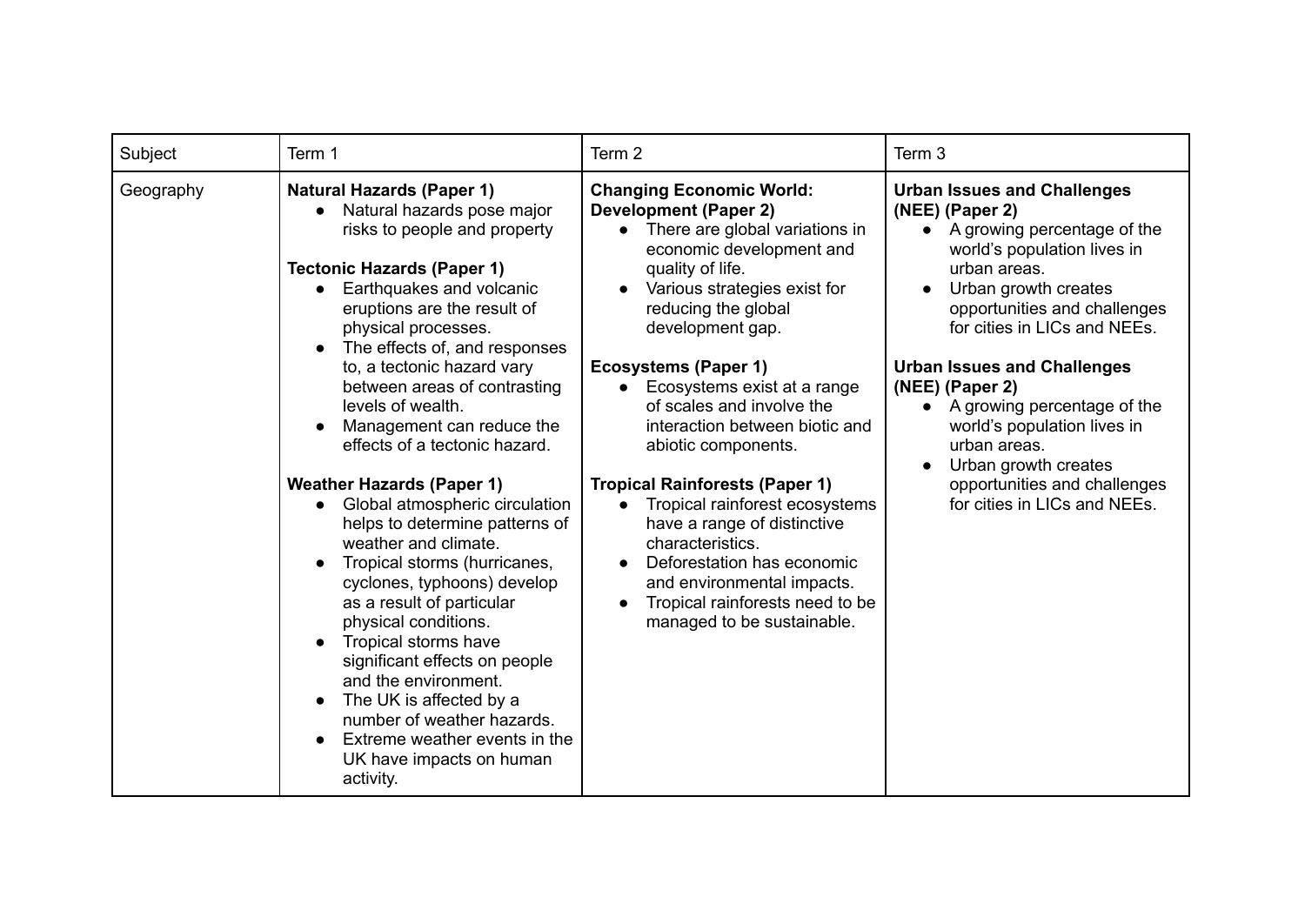| Subject | Term 1 | Term 2 | Term 3 |
| --- | --- | --- | --- |
| Geography | **Natural Hazards (Paper 1)**<br>• Natural hazards pose major risks to people and property<br><br>**Tectonic Hazards (Paper 1)**<br>• Earthquakes and volcanic eruptions are the result of physical processes.<br>• The effects of, and responses to, a tectonic hazard vary between areas of contrasting levels of wealth.<br>• Management can reduce the effects of a tectonic hazard.<br><br>**Weather Hazards (Paper 1)**<br>• Global atmospheric circulation helps to determine patterns of weather and climate.<br>• Tropical storms (hurricanes, cyclones, typhoons) develop as a result of particular physical conditions.<br>• Tropical storms have significant effects on people and the environment.<br>• The UK is affected by a number of weather hazards.<br>• Extreme weather events in the UK have impacts on human activity. | **Changing Economic World: Development (Paper 2)**<br>• There are global variations in economic development and quality of life.<br>• Various strategies exist for reducing the global development gap.<br><br>**Ecosystems (Paper 1)**<br>• Ecosystems exist at a range of scales and involve the interaction between biotic and abiotic components.<br><br>**Tropical Rainforests (Paper 1)**<br>• Tropical rainforest ecosystems have a range of distinctive characteristics.<br>• Deforestation has economic and environmental impacts.<br>• Tropical rainforests need to be managed to be sustainable. | **Urban Issues and Challenges (NEE) (Paper 2)**<br>• A growing percentage of the world's population lives in urban areas.<br>• Urban growth creates opportunities and challenges for cities in LICs and NEEs.<br><br>**Urban Issues and Challenges (NEE) (Paper 2)**<br>• A growing percentage of the world's population lives in urban areas.<br>• Urban growth creates opportunities and challenges for cities in LICs and NEEs. |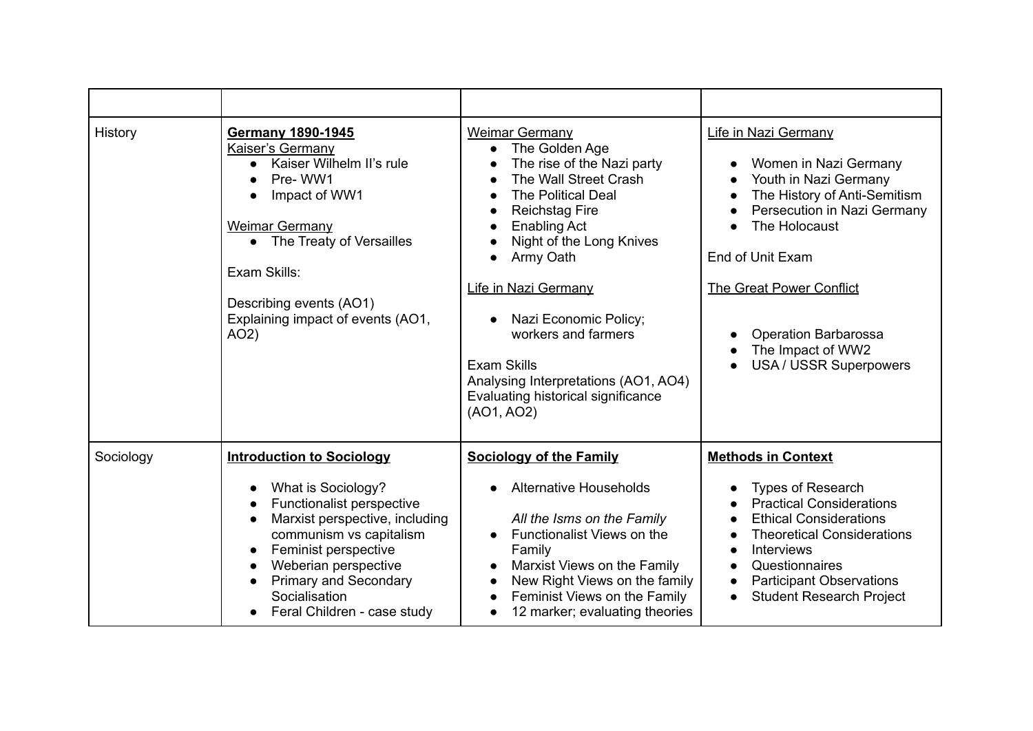| | | | |
|---|---|---|---|
| History | **Germany 1890-1945**<br>Kaiser's Germany<br>• Kaiser Wilhelm II's rule<br>• Pre- WW1<br>• Impact of WW1<br><br>Weimar Germany<br>• The Treaty of Versailles<br><br>Exam Skills:<br><br>Describing events (AO1)<br>Explaining impact of events (AO1, AO2) | Weimar Germany<br>• The Golden Age<br>• The rise of the Nazi party<br>• The Wall Street Crash<br>• The Political Deal<br>• Reichstag Fire<br>• Enabling Act<br>• Night of the Long Knives<br>• Army Oath<br><br>Life in Nazi Germany<br><br>• Nazi Economic Policy; workers and farmers<br><br>Exam Skills<br>Analysing Interpretations (AO1, AO4)<br>Evaluating historical significance (AO1, AO2) | Life in Nazi Germany<br><br>• Women in Nazi Germany<br>• Youth in Nazi Germany<br>• The History of Anti-Semitism<br>• Persecution in Nazi Germany<br>• The Holocaust<br><br>End of Unit Exam<br><br>The Great Power Conflict<br><br>• Operation Barbarossa<br>• The Impact of WW2<br>• USA / USSR Superpowers |
| Sociology | **Introduction to Sociology**<br><br>• What is Sociology?<br>• Functionalist perspective<br>• Marxist perspective, including communism vs capitalism<br>• Feminist perspective<br>• Weberian perspective<br>• Primary and Secondary Socialisation<br>• Feral Children - case study | **Sociology of the Family**<br><br>• Alternative Households<br><br>*All the Isms on the Family*<br>• Functionalist Views on the Family<br>• Marxist Views on the Family<br>• New Right Views on the family<br>• Feminist Views on the Family<br>• 12 marker; evaluating theories | **Methods in Context**<br><br>• Types of Research<br>• Practical Considerations<br>• Ethical Considerations<br>• Theoretical Considerations<br>• Interviews<br>• Questionnaires<br>• Participant Observations<br>• Student Research Project |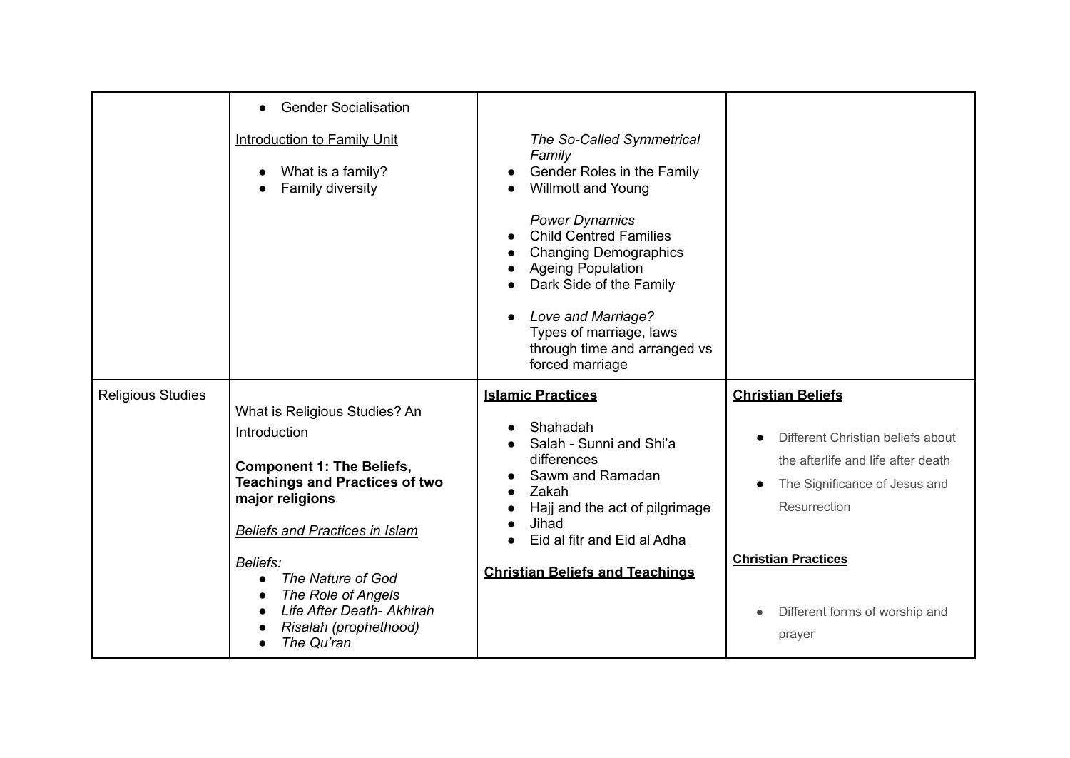| | | | |
|---|---|---|---|
| | • Gender Socialisation<br><br><u>Introduction to Family Unit</u><br><br>• What is a family?<br>• Family diversity | *The So-Called Symmetrical Family*<br>• Gender Roles in the Family<br>• Willmott and Young<br><br>*Power Dynamics*<br>• Child Centred Families<br>• Changing Demographics<br>• Ageing Population<br>• Dark Side of the Family<br><br>• *Love and Marriage?* Types of marriage, laws through time and arranged vs forced marriage | |
| Religious Studies | What is Religious Studies? An Introduction<br><br>**Component 1: The Beliefs, Teachings and Practices of two major religions**<br><br>*<u>Beliefs and Practices in Islam</u>*<br><br>*Beliefs:*<br>• *The Nature of God*<br>• *The Role of Angels*<br>• *Life After Death- Akhirah*<br>• *Risalah (prophethood)*<br>• *The Qu'ran* | **<u>Islamic Practices</u>**<br><br>• Shahadah<br>• Salah - Sunni and Shi'a differences<br>• Sawm and Ramadan<br>• Zakah<br>• Hajj and the act of pilgrimage<br>• Jihad<br>• Eid al fitr and Eid al Adha<br><br>**<u>Christian Beliefs and Teachings</u>** | **<u>Christian Beliefs</u>**<br><br>• Different Christian beliefs about the afterlife and life after death<br>• The Significance of Jesus and Resurrection<br><br>**<u>Christian Practices</u>**<br><br>• Different forms of worship and prayer |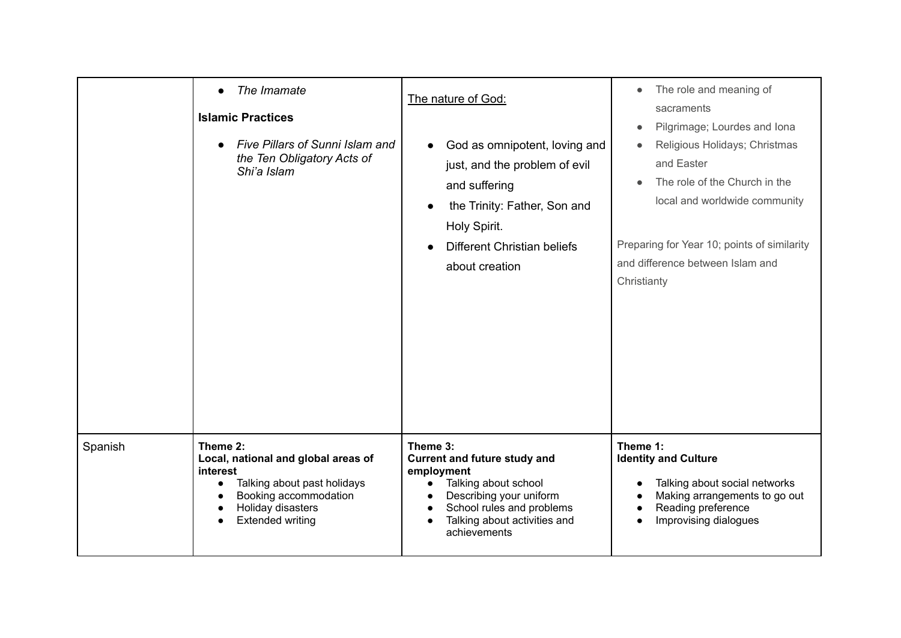| | | | |
|---|---|---|---|
| | • *The Imamate*<br><br>**Islamic Practices**<br><br>• *Five Pillars of Sunni Islam and the Ten Obligatory Acts of Shi'a Islam* | <u>The nature of God:</u><br><br>• God as omnipotent, loving and just, and the problem of evil and suffering<br>• the Trinity: Father, Son and Holy Spirit.<br>• Different Christian beliefs about creation | • The role and meaning of sacraments<br>• Pilgrimage; Lourdes and Iona<br>• Religious Holidays; Christmas and Easter<br>• The role of the Church in the local and worldwide community<br><br>Preparing for Year 10; points of similarity and difference between Islam and Christianty |
| Spanish | **Theme 2:**<br>**Local, national and global areas of interest**<br>• Talking about past holidays<br>• Booking accommodation<br>• Holiday disasters<br>• Extended writing | **Theme 3:**<br>**Current and future study and employment**<br>• Talking about school<br>• Describing your uniform<br>• School rules and problems<br>• Talking about activities and achievements | **Theme 1:**<br>**Identity and Culture**<br><br>• Talking about social networks<br>• Making arrangements to go out<br>• Reading preference<br>• Improvising dialogues |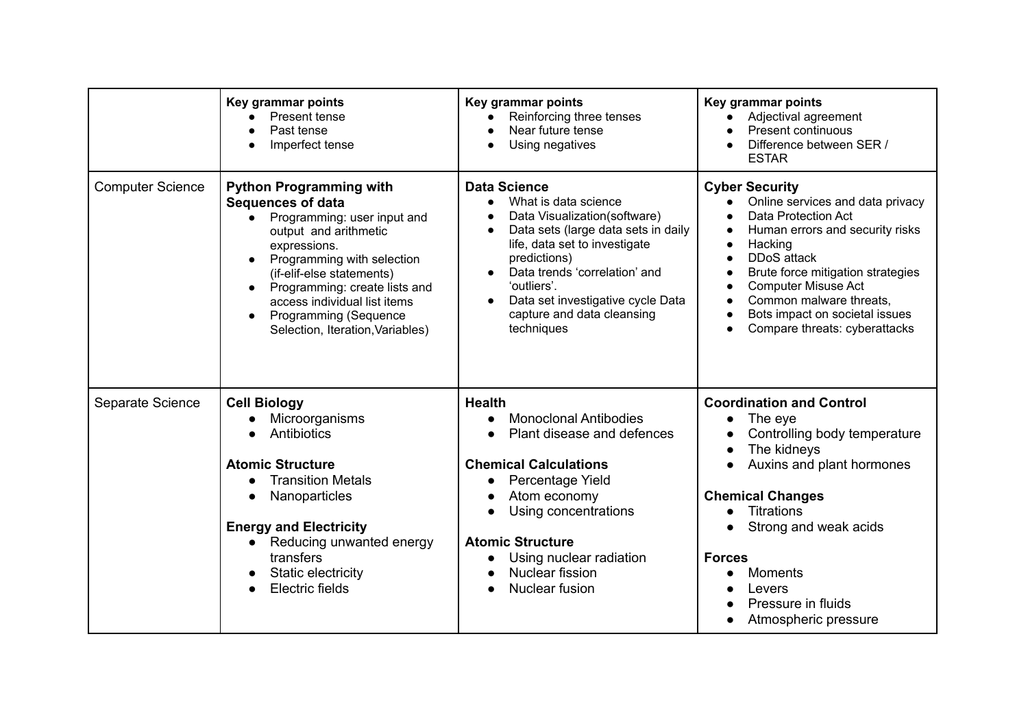| | | | |
|---|---|---|---|
| | **Key grammar points**<br>● Present tense<br>● Past tense<br>● Imperfect tense | **Key grammar points**<br>● Reinforcing three tenses<br>● Near future tense<br>● Using negatives | **Key grammar points**<br>● Adjectival agreement<br>● Present continuous<br>● Difference between SER / ESTAR |
| Computer Science | **Python Programming with Sequences of data**<br>● Programming: user input and output and arithmetic expressions.<br>● Programming with selection (if-elif-else statements)<br>● Programming: create lists and access individual list items<br>● Programming (Sequence Selection, Iteration,Variables) | **Data Science**<br>● What is data science<br>● Data Visualization(software)<br>● Data sets (large data sets in daily life, data set to investigate predictions)<br>● Data trends 'correlation' and 'outliers'.<br>● Data set investigative cycle Data capture and data cleansing techniques | **Cyber Security**<br>● Online services and data privacy<br>● Data Protection Act<br>● Human errors and security risks<br>● Hacking<br>● DDoS attack<br>● Brute force mitigation strategies<br>● Computer Misuse Act<br>● Common malware threats,<br>● Bots impact on societal issues<br>● Compare threats: cyberattacks |
| Separate Science | **Cell Biology**<br>● Microorganisms<br>● Antibiotics<br><br>**Atomic Structure**<br>● Transition Metals<br>● Nanoparticles<br><br>**Energy and Electricity**<br>● Reducing unwanted energy transfers<br>● Static electricity<br>● Electric fields | **Health**<br>● Monoclonal Antibodies<br>● Plant disease and defences<br><br>**Chemical Calculations**<br>● Percentage Yield<br>● Atom economy<br>● Using concentrations<br><br>**Atomic Structure**<br>● Using nuclear radiation<br>● Nuclear fission<br>● Nuclear fusion | **Coordination and Control**<br>● The eye<br>● Controlling body temperature<br>● The kidneys<br>● Auxins and plant hormones<br><br>**Chemical Changes**<br>● Titrations<br>● Strong and weak acids<br><br>**Forces**<br>● Moments<br>● Levers<br>● Pressure in fluids<br>● Atmospheric pressure |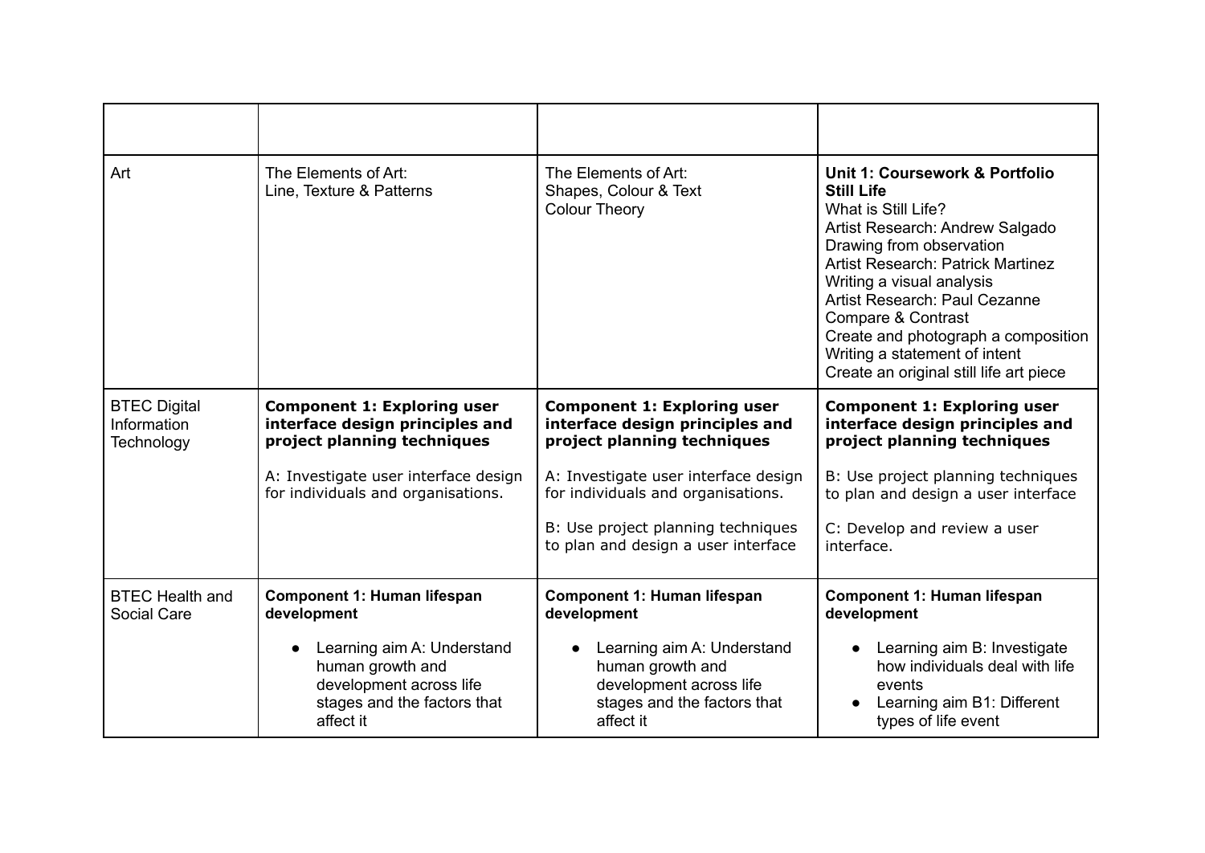| | | | |
|---|---|---|---|
| Art | The Elements of Art:<br>Line, Texture & Patterns | The Elements of Art:<br>Shapes, Colour & Text<br>Colour Theory | **Unit 1: Coursework & Portfolio**<br>**Still Life**<br>What is Still Life?<br>Artist Research: Andrew Salgado<br>Drawing from observation<br>Artist Research: Patrick Martinez<br>Writing a visual analysis<br>Artist Research: Paul Cezanne<br>Compare & Contrast<br>Create and photograph a composition<br>Writing a statement of intent<br>Create an original still life art piece |
| BTEC Digital Information Technology | **Component 1: Exploring user interface design principles and project planning techniques**<br><br>A: Investigate user interface design for individuals and organisations. | **Component 1: Exploring user interface design principles and project planning techniques**<br><br>A: Investigate user interface design for individuals and organisations.<br><br>B: Use project planning techniques to plan and design a user interface | **Component 1: Exploring user interface design principles and project planning techniques**<br><br>B: Use project planning techniques to plan and design a user interface<br><br>C: Develop and review a user interface. |
| BTEC Health and Social Care | **Component 1: Human lifespan development**<br><br>• Learning aim A: Understand human growth and development across life stages and the factors that affect it | **Component 1: Human lifespan development**<br><br>• Learning aim A: Understand human growth and development across life stages and the factors that affect it | **Component 1: Human lifespan development**<br><br>• Learning aim B: Investigate how individuals deal with life events<br>• Learning aim B1: Different types of life event |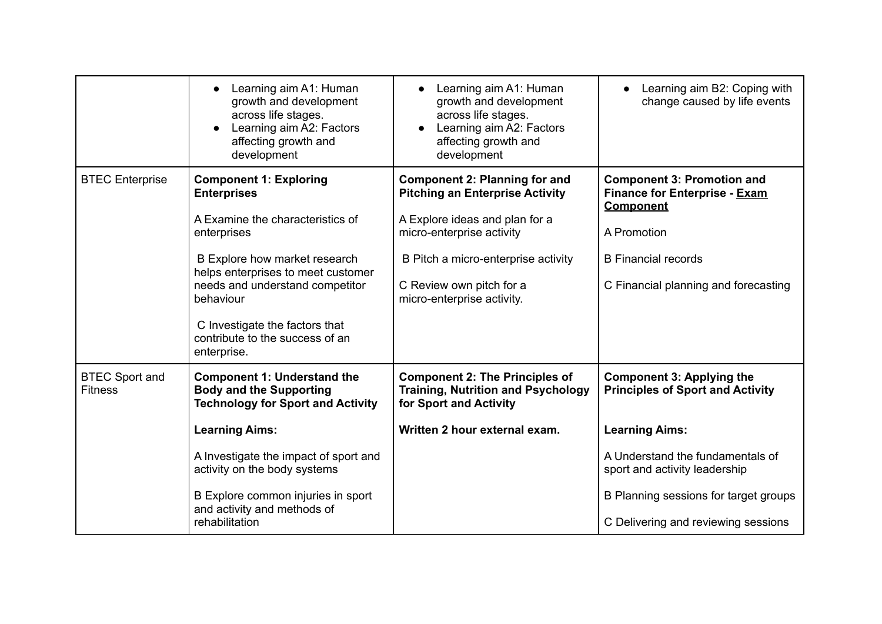| | | | |
|---|---|---|---|
| | • Learning aim A1: Human growth and development across life stages.<br>• Learning aim A2: Factors affecting growth and development | • Learning aim A1: Human growth and development across life stages.<br>• Learning aim A2: Factors affecting growth and development | • Learning aim B2: Coping with change caused by life events |
| BTEC Enterprise | **Component 1: Exploring Enterprises**<br><br>A Examine the characteristics of enterprises<br><br>B Explore how market research helps enterprises to meet customer needs and understand competitor behaviour<br><br>C Investigate the factors that contribute to the success of an enterprise. | **Component 2: Planning for and Pitching an Enterprise Activity**<br><br>A Explore ideas and plan for a micro-enterprise activity<br><br>B Pitch a micro-enterprise activity<br><br>C Review own pitch for a micro-enterprise activity. | **Component 3: Promotion and Finance for Enterprise - <u>Exam Component</u>**<br><br>A Promotion<br><br>B Financial records<br><br>C Financial planning and forecasting |
| BTEC Sport and Fitness | **Component 1: Understand the Body and the Supporting Technology for Sport and Activity**<br><br>**Learning Aims:**<br><br>A Investigate the impact of sport and activity on the body systems<br><br>B Explore common injuries in sport and activity and methods of rehabilitation | **Component 2: The Principles of Training, Nutrition and Psychology for Sport and Activity**<br><br>**Written 2 hour external exam.** | **Component 3: Applying the Principles of Sport and Activity**<br><br>**Learning Aims:**<br><br>A Understand the fundamentals of sport and activity leadership<br><br>B Planning sessions for target groups<br><br>C Delivering and reviewing sessions |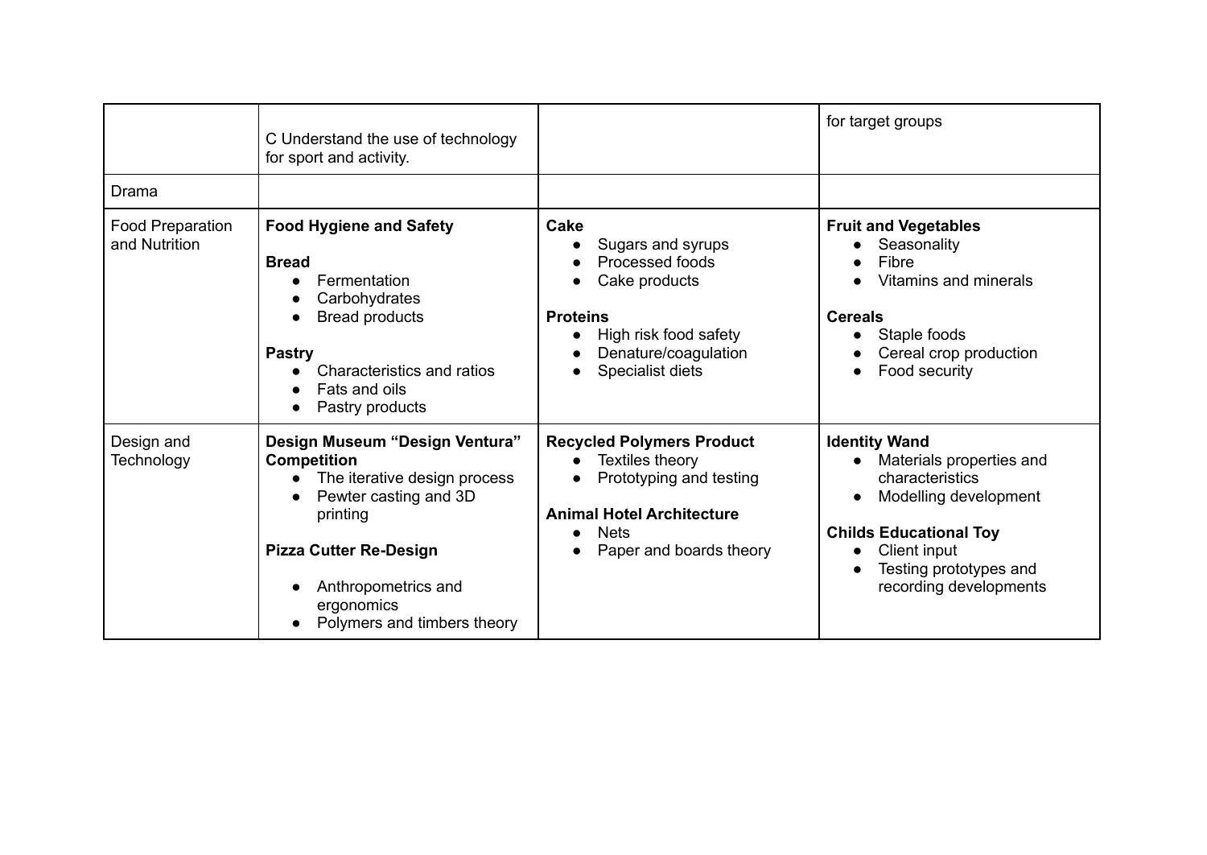| | | | |
|---|---|---|---|
| | C Understand the use of technology for sport and activity. | | for target groups |
| Drama | | | |
| Food Preparation and Nutrition | **Food Hygiene and Safety**<br><br>**Bread**<br>• Fermentation<br>• Carbohydrates<br>• Bread products<br><br>**Pastry**<br>• Characteristics and ratios<br>• Fats and oils<br>• Pastry products | **Cake**<br>• Sugars and syrups<br>• Processed foods<br>• Cake products<br><br>**Proteins**<br>• High risk food safety<br>• Denature/coagulation<br>• Specialist diets | **Fruit and Vegetables**<br>• Seasonality<br>• Fibre<br>• Vitamins and minerals<br><br>**Cereals**<br>• Staple foods<br>• Cereal crop production<br>• Food security |
| Design and Technology | **Design Museum "Design Ventura" Competition**<br>• The iterative design process<br>• Pewter casting and 3D printing<br><br>**Pizza Cutter Re-Design**<br><br>• Anthropometrics and ergonomics<br>• Polymers and timbers theory | **Recycled Polymers Product**<br>• Textiles theory<br>• Prototyping and testing<br><br>**Animal Hotel Architecture**<br>• Nets<br>• Paper and boards theory | **Identity Wand**<br>• Materials properties and characteristics<br>• Modelling development<br><br>**Childs Educational Toy**<br>• Client input<br>• Testing prototypes and recording developments |